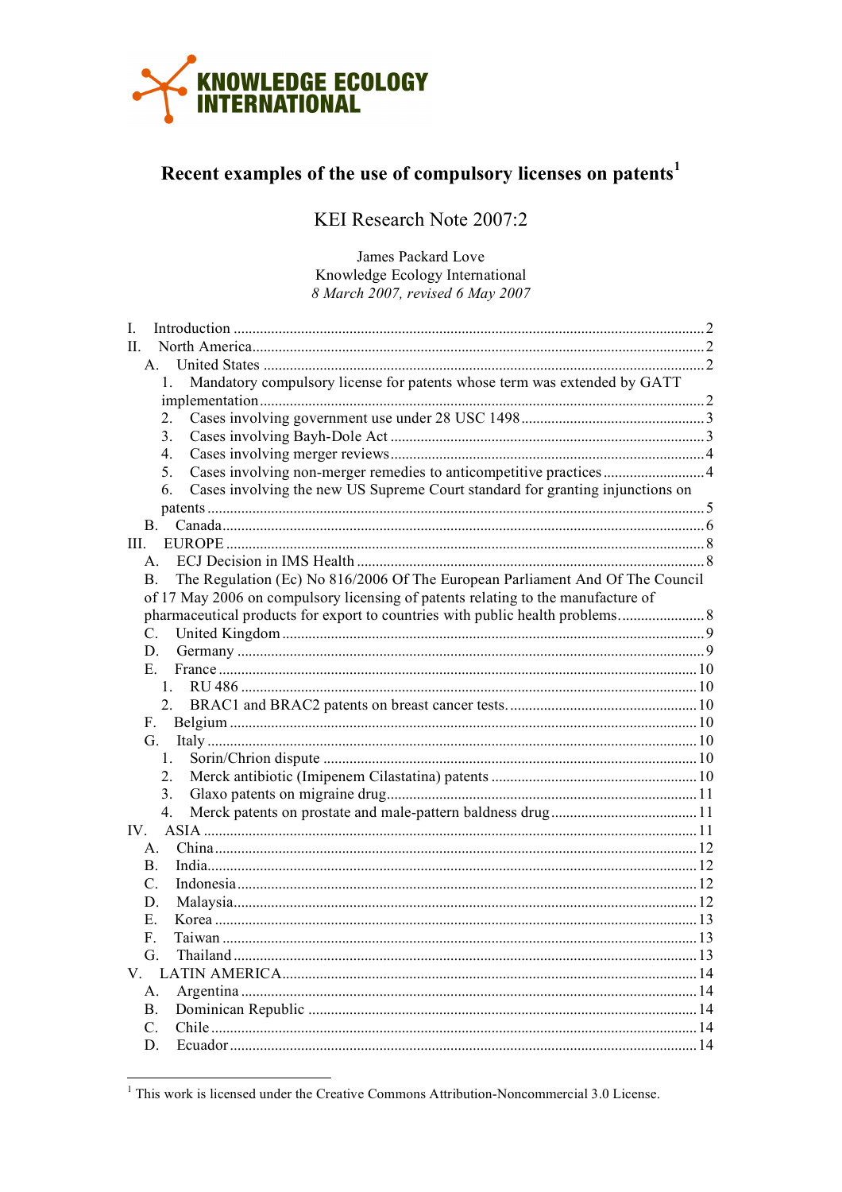KNOWLEDGE ECOLOGY INTERNATIONAL

# Recent examples of the use of compulsory licenses on patents[1]

## KEI Research Note 2007:2

James Packard Love
Knowledge Ecology International
*8 March 2007, revised 6 May 2007*

I. Introduction ........ 2
II. North America ........ 2
  A. United States ........ 2
    1. Mandatory compulsory license for patents whose term was extended by GATT implementation ........ 2
    2. Cases involving government use under 28 USC 1498 ........ 3
    3. Cases involving Bayh-Dole Act ........ 3
    4. Cases involving merger reviews ........ 4
    5. Cases involving non-merger remedies to anticompetitive practices ........ 4
    6. Cases involving the new US Supreme Court standard for granting injunctions on patents ........ 5
  B. Canada ........ 6
III. EUROPE ........ 8
  A. ECJ Decision in IMS Health ........ 8
  B. The Regulation (Ec) No 816/2006 Of The European Parliament And Of The Council of 17 May 2006 on compulsory licensing of patents relating to the manufacture of pharmaceutical products for export to countries with public health problems. ........ 8
  C. United Kingdom ........ 9
  D. Germany ........ 9
  E. France ........ 10
    1. RU 486 ........ 10
    2. BRAC1 and BRAC2 patents on breast cancer tests. ........ 10
  F. Belgium ........ 10
  G. Italy ........ 10
    1. Sorin/Chrion dispute ........ 10
    2. Merck antibiotic (Imipenem Cilastatina) patents ........ 10
    3. Glaxo patents on migraine drug ........ 11
    4. Merck patents on prostate and male-pattern baldness drug ........ 11
IV. ASIA ........ 11
  A. China ........ 12
  B. India ........ 12
  C. Indonesia ........ 12
  D. Malaysia ........ 12
  E. Korea ........ 13
  F. Taiwan ........ 13
  G. Thailand ........ 13
V. LATIN AMERICA ........ 14
  A. Argentina ........ 14
  B. Dominican Republic ........ 14
  C. Chile ........ 14
  D. Ecuador ........ 14

---

[1] This work is licensed under the Creative Commons Attribution-Noncommercial 3.0 License.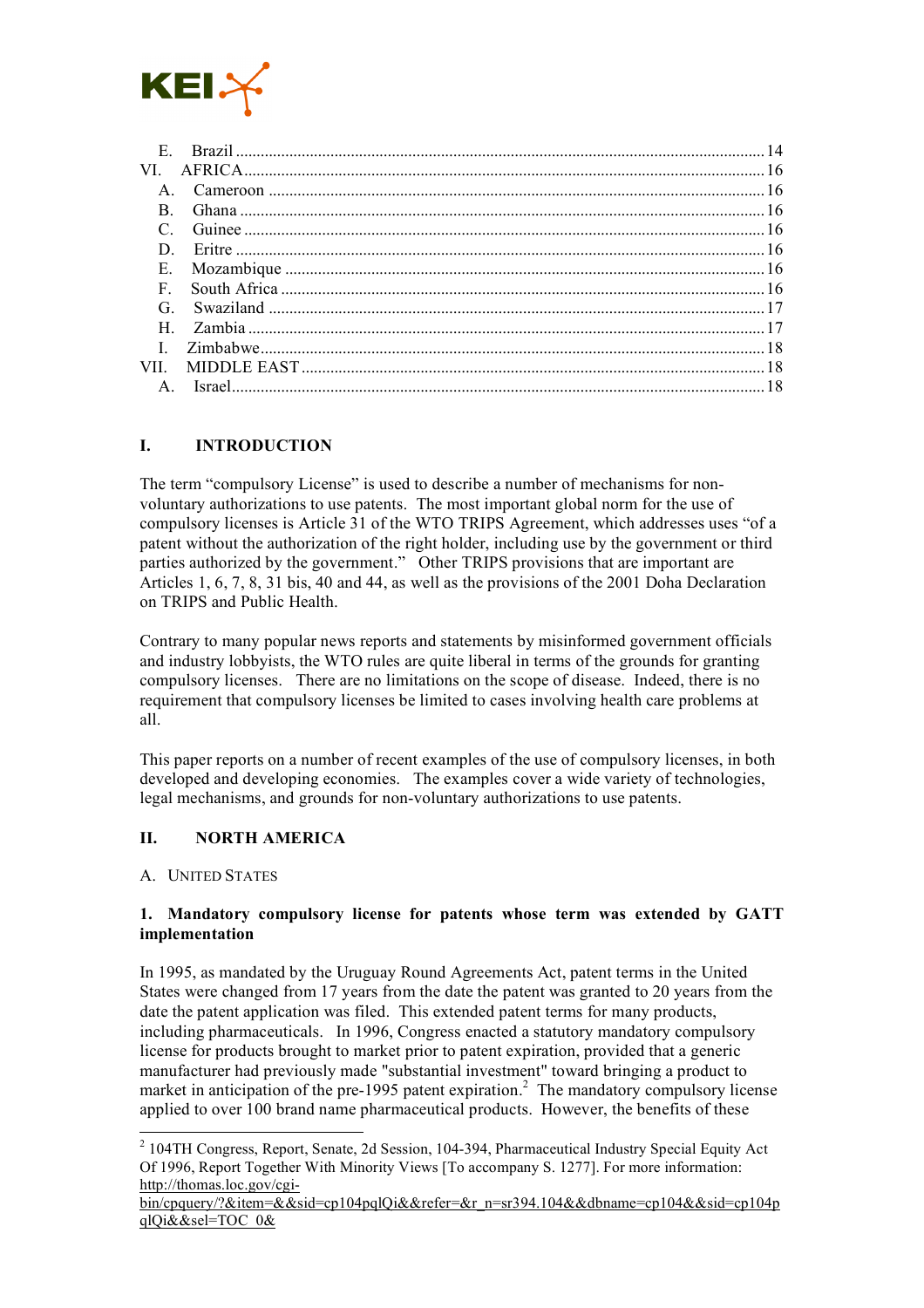E. Brazil ............................................................................................................................ 14
VI. AFRICA ........................................................................................................................ 16
A. Cameroon ...................................................................................................................... 16
B. Ghana ............................................................................................................................ 16
C. Guinee ........................................................................................................................... 16
D. Eritre .............................................................................................................................. 16
E. Mozambique .................................................................................................................. 16
F. South Africa ................................................................................................................... 16
G. Swaziland ...................................................................................................................... 17
H. Zambia .......................................................................................................................... 17
I. Zimbabwe ......................................................................................................................... 18
VII. MIDDLE EAST ............................................................................................................ 18
A. Israel ............................................................................................................................... 18

## I. INTRODUCTION

The term "compulsory License" is used to describe a number of mechanisms for non-voluntary authorizations to use patents. The most important global norm for the use of compulsory licenses is Article 31 of the WTO TRIPS Agreement, which addresses uses "of a patent without the authorization of the right holder, including use by the government or third parties authorized by the government." Other TRIPS provisions that are important are Articles 1, 6, 7, 8, 31 bis, 40 and 44, as well as the provisions of the 2001 Doha Declaration on TRIPS and Public Health.

Contrary to many popular news reports and statements by misinformed government officials and industry lobbyists, the WTO rules are quite liberal in terms of the grounds for granting compulsory licenses. There are no limitations on the scope of disease. Indeed, there is no requirement that compulsory licenses be limited to cases involving health care problems at all.

This paper reports on a number of recent examples of the use of compulsory licenses, in both developed and developing economies. The examples cover a wide variety of technologies, legal mechanisms, and grounds for non-voluntary authorizations to use patents.

## II. NORTH AMERICA

### A. United States

#### 1. Mandatory compulsory license for patents whose term was extended by GATT implementation

In 1995, as mandated by the Uruguay Round Agreements Act, patent terms in the United States were changed from 17 years from the date the patent was granted to 20 years from the date the patent application was filed. This extended patent terms for many products, including pharmaceuticals. In 1996, Congress enacted a statutory mandatory compulsory license for products brought to market prior to patent expiration, provided that a generic manufacturer had previously made "substantial investment" toward bringing a product to market in anticipation of the pre-1995 patent expiration.[2] The mandatory compulsory license applied to over 100 brand name pharmaceutical products. However, the benefits of these

[2] 104TH Congress, Report, Senate, 2d Session, 104-394, Pharmaceutical Industry Special Equity Act Of 1996, Report Together With Minority Views [To accompany S. 1277]. For more information: http://thomas.loc.gov/cgi-bin/cpquery/?&item=&&sid=cp104pqlQi&&refer=&r_n=sr394.104&&dbname=cp104&&sid=cp104pqlQi&&sel=TOC_0&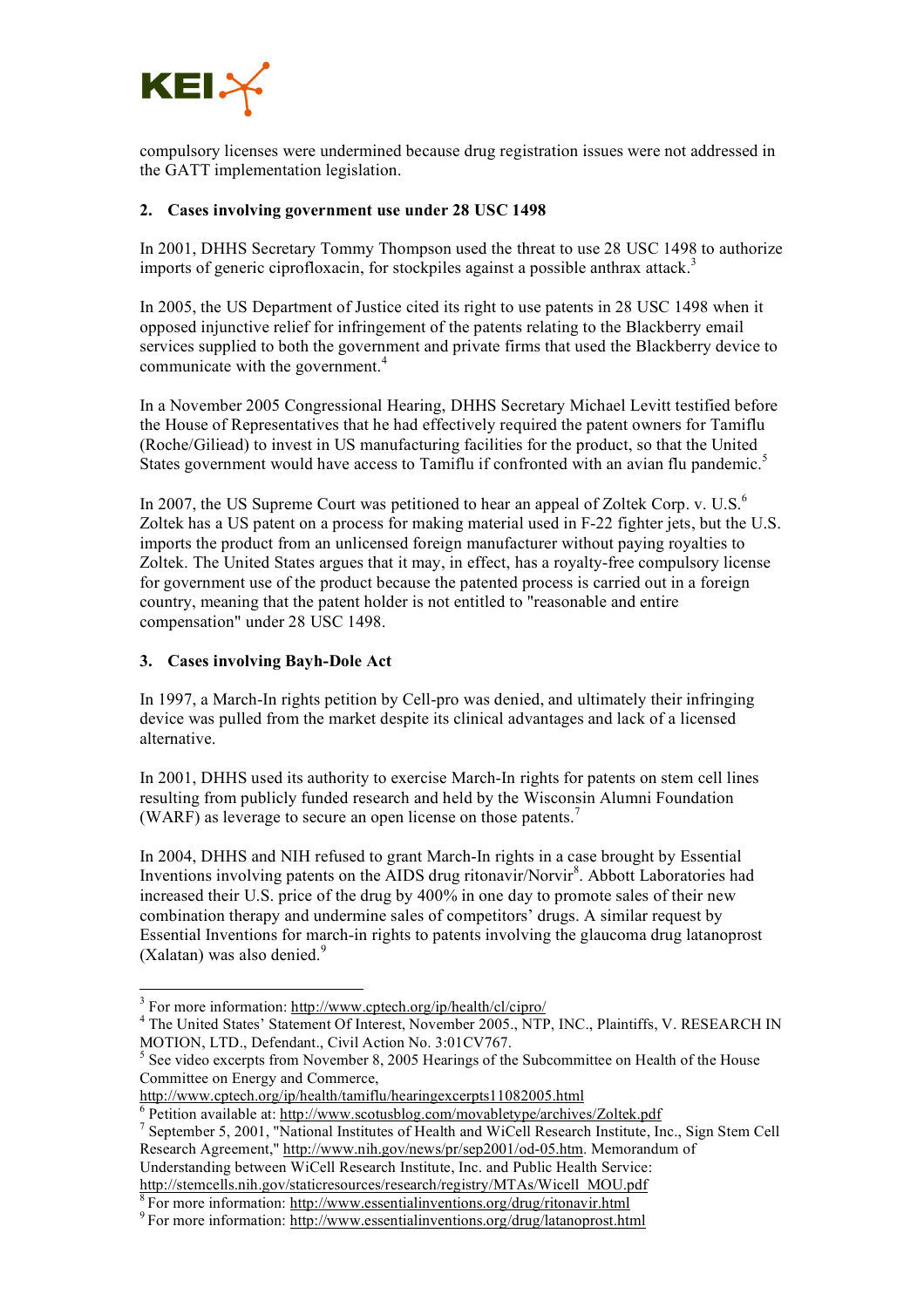compulsory licenses were undermined because drug registration issues were not addressed in the GATT implementation legislation.

## 2. Cases involving government use under 28 USC 1498

In 2001, DHHS Secretary Tommy Thompson used the threat to use 28 USC 1498 to authorize imports of generic ciprofloxacin, for stockpiles against a possible anthrax attack.[3]

In 2005, the US Department of Justice cited its right to use patents in 28 USC 1498 when it opposed injunctive relief for infringement of the patents relating to the Blackberry email services supplied to both the government and private firms that used the Blackberry device to communicate with the government.[4]

In a November 2005 Congressional Hearing, DHHS Secretary Michael Levitt testified before the House of Representatives that he had effectively required the patent owners for Tamiflu (Roche/Giliead) to invest in US manufacturing facilities for the product, so that the United States government would have access to Tamiflu if confronted with an avian flu pandemic.[5]

In 2007, the US Supreme Court was petitioned to hear an appeal of Zoltek Corp. v. U.S.[6] Zoltek has a US patent on a process for making material used in F-22 fighter jets, but the U.S. imports the product from an unlicensed foreign manufacturer without paying royalties to Zoltek. The United States argues that it may, in effect, has a royalty-free compulsory license for government use of the product because the patented process is carried out in a foreign country, meaning that the patent holder is not entitled to "reasonable and entire compensation" under 28 USC 1498.

## 3. Cases involving Bayh-Dole Act

In 1997, a March-In rights petition by Cell-pro was denied, and ultimately their infringing device was pulled from the market despite its clinical advantages and lack of a licensed alternative.

In 2001, DHHS used its authority to exercise March-In rights for patents on stem cell lines resulting from publicly funded research and held by the Wisconsin Alumni Foundation (WARF) as leverage to secure an open license on those patents.[7]

In 2004, DHHS and NIH refused to grant March-In rights in a case brought by Essential Inventions involving patents on the AIDS drug ritonavir/Norvir[8]. Abbott Laboratories had increased their U.S. price of the drug by 400% in one day to promote sales of their new combination therapy and undermine sales of competitors' drugs. A similar request by Essential Inventions for march-in rights to patents involving the glaucoma drug latanoprost (Xalatan) was also denied.[9]

---

[3] For more information: http://www.cptech.org/ip/health/cl/cipro/

[4] The United States' Statement Of Interest, November 2005., NTP, INC., Plaintiffs, V. RESEARCH IN MOTION, LTD., Defendant., Civil Action No. 3:01CV767.

[5] See video excerpts from November 8, 2005 Hearings of the Subcommittee on Health of the House Committee on Energy and Commerce, http://www.cptech.org/ip/health/tamiflu/hearingexcerpts11082005.html

[6] Petition available at: http://www.scotusblog.com/movabletype/archives/Zoltek.pdf

[7] September 5, 2001, "National Institutes of Health and WiCell Research Institute, Inc., Sign Stem Cell Research Agreement," http://www.nih.gov/news/pr/sep2001/od-05.htm. Memorandum of Understanding between WiCell Research Institute, Inc. and Public Health Service: http://stemcells.nih.gov/staticresources/research/registry/MTAs/Wicell_MOU.pdf

[8] For more information: http://www.essentialinventions.org/drug/ritonavir.html

[9] For more information: http://www.essentialinventions.org/drug/latanoprost.html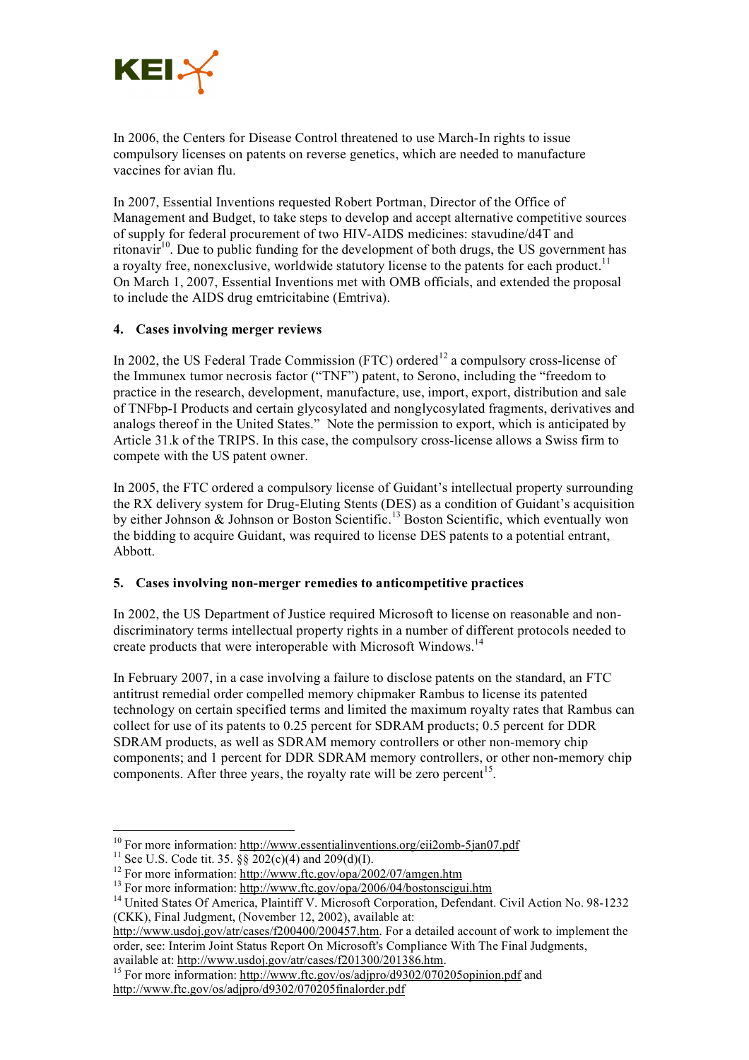In 2006, the Centers for Disease Control threatened to use March-In rights to issue compulsory licenses on patents on reverse genetics, which are needed to manufacture vaccines for avian flu.

In 2007, Essential Inventions requested Robert Portman, Director of the Office of Management and Budget, to take steps to develop and accept alternative competitive sources of supply for federal procurement of two HIV-AIDS medicines: stavudine/d4T and ritonavir[10]. Due to public funding for the development of both drugs, the US government has a royalty free, nonexclusive, worldwide statutory license to the patents for each product.[11] On March 1, 2007, Essential Inventions met with OMB officials, and extended the proposal to include the AIDS drug emtricitabine (Emtriva).

## 4. Cases involving merger reviews

In 2002, the US Federal Trade Commission (FTC) ordered[12] a compulsory cross-license of the Immunex tumor necrosis factor ("TNF") patent, to Serono, including the "freedom to practice in the research, development, manufacture, use, import, export, distribution and sale of TNFbp-I Products and certain glycosylated and nonglycosylated fragments, derivatives and analogs thereof in the United States." Note the permission to export, which is anticipated by Article 31.k of the TRIPS. In this case, the compulsory cross-license allows a Swiss firm to compete with the US patent owner.

In 2005, the FTC ordered a compulsory license of Guidant's intellectual property surrounding the RX delivery system for Drug-Eluting Stents (DES) as a condition of Guidant's acquisition by either Johnson & Johnson or Boston Scientific.[13] Boston Scientific, which eventually won the bidding to acquire Guidant, was required to license DES patents to a potential entrant, Abbott.

## 5. Cases involving non-merger remedies to anticompetitive practices

In 2002, the US Department of Justice required Microsoft to license on reasonable and non-discriminatory terms intellectual property rights in a number of different protocols needed to create products that were interoperable with Microsoft Windows.[14]

In February 2007, in a case involving a failure to disclose patents on the standard, an FTC antitrust remedial order compelled memory chipmaker Rambus to license its patented technology on certain specified terms and limited the maximum royalty rates that Rambus can collect for use of its patents to 0.25 percent for SDRAM products; 0.5 percent for DDR SDRAM products, as well as SDRAM memory controllers or other non-memory chip components; and 1 percent for DDR SDRAM memory controllers, or other non-memory chip components. After three years, the royalty rate will be zero percent[15].

---

[10] For more information: http://www.essentialinventions.org/eii2omb-5jan07.pdf

[11] See U.S. Code tit. 35. §§ 202(c)(4) and 209(d)(I).

[12] For more information: http://www.ftc.gov/opa/2002/07/amgen.htm

[13] For more information: http://www.ftc.gov/opa/2006/04/bostonscigui.htm

[14] United States Of America, Plaintiff V. Microsoft Corporation, Defendant. Civil Action No. 98-1232 (CKK), Final Judgment, (November 12, 2002), available at: http://www.usdoj.gov/atr/cases/f200400/200457.htm. For a detailed account of work to implement the order, see: Interim Joint Status Report On Microsoft's Compliance With The Final Judgments, available at: http://www.usdoj.gov/atr/cases/f201300/201386.htm.

[15] For more information: http://www.ftc.gov/os/adjpro/d9302/070205opinion.pdf and http://www.ftc.gov/os/adjpro/d9302/070205finalorder.pdf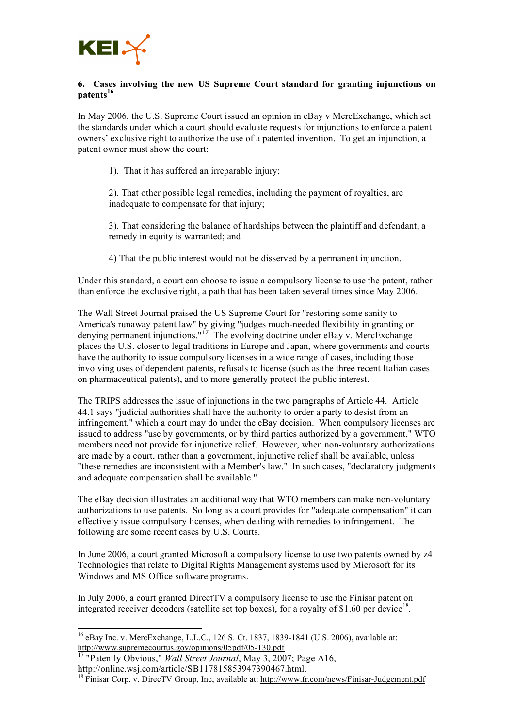## 6. Cases involving the new US Supreme Court standard for granting injunctions on patents[16]

In May 2006, the U.S. Supreme Court issued an opinion in eBay v MercExchange, which set the standards under which a court should evaluate requests for injunctions to enforce a patent owners' exclusive right to authorize the use of a patented invention. To get an injunction, a patent owner must show the court:

> 1). That it has suffered an irreparable injury;
>
> 2). That other possible legal remedies, including the payment of royalties, are inadequate to compensate for that injury;
>
> 3). That considering the balance of hardships between the plaintiff and defendant, a remedy in equity is warranted; and
>
> 4) That the public interest would not be disserved by a permanent injunction.

Under this standard, a court can choose to issue a compulsory license to use the patent, rather than enforce the exclusive right, a path that has been taken several times since May 2006.

The Wall Street Journal praised the US Supreme Court for "restoring some sanity to America's runaway patent law" by giving "judges much-needed flexibility in granting or denying permanent injunctions."[17] The evolving doctrine under eBay v. MercExchange places the U.S. closer to legal traditions in Europe and Japan, where governments and courts have the authority to issue compulsory licenses in a wide range of cases, including those involving uses of dependent patents, refusals to license (such as the three recent Italian cases on pharmaceutical patents), and to more generally protect the public interest.

The TRIPS addresses the issue of injunctions in the two paragraphs of Article 44. Article 44.1 says "judicial authorities shall have the authority to order a party to desist from an infringement," which a court may do under the eBay decision. When compulsory licenses are issued to address "use by governments, or by third parties authorized by a government," WTO members need not provide for injunctive relief. However, when non-voluntary authorizations are made by a court, rather than a government, injunctive relief shall be available, unless "these remedies are inconsistent with a Member's law." In such cases, "declaratory judgments and adequate compensation shall be available."

The eBay decision illustrates an additional way that WTO members can make non-voluntary authorizations to use patents. So long as a court provides for "adequate compensation" it can effectively issue compulsory licenses, when dealing with remedies to infringement. The following are some recent cases by U.S. Courts.

In June 2006, a court granted Microsoft a compulsory license to use two patents owned by z4 Technologies that relate to Digital Rights Management systems used by Microsoft for its Windows and MS Office software programs.

In July 2006, a court granted DirectTV a compulsory license to use the Finisar patent on integrated receiver decoders (satellite set top boxes), for a royalty of $1.60 per device[18].

---

[16] eBay Inc. v. MercExchange, L.L.C., 126 S. Ct. 1837, 1839-1841 (U.S. 2006), available at: http://www.supremecourtus.gov/opinions/05pdf/05-130.pdf

[17] "Patently Obvious," *Wall Street Journal*, May 3, 2007; Page A16, http://online.wsj.com/article/SB117815853947390467.html.

[18] Finisar Corp. v. DirecTV Group, Inc, available at: http://www.fr.com/news/Finisar-Judgement.pdf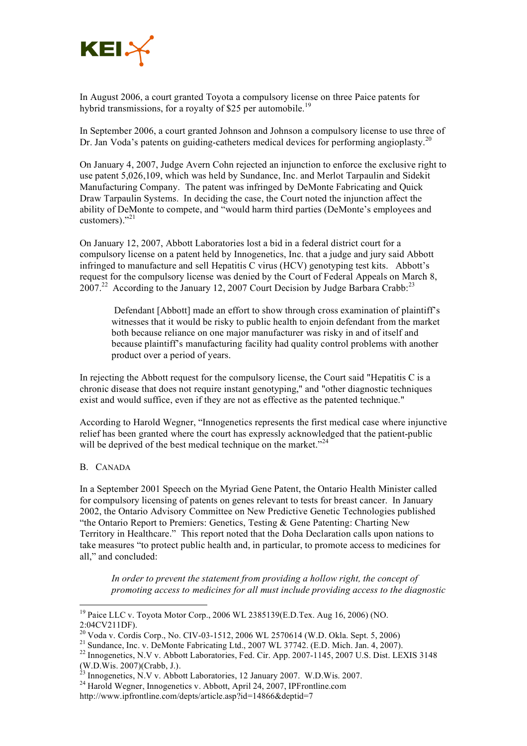In August 2006, a court granted Toyota a compulsory license on three Paice patents for hybrid transmissions, for a royalty of $25 per automobile.[19]

In September 2006, a court granted Johnson and Johnson a compulsory license to use three of Dr. Jan Voda's patents on guiding-catheters medical devices for performing angioplasty.[20]

On January 4, 2007, Judge Avern Cohn rejected an injunction to enforce the exclusive right to use patent 5,026,109, which was held by Sundance, Inc. and Merlot Tarpaulin and Sidekit Manufacturing Company. The patent was infringed by DeMonte Fabricating and Quick Draw Tarpaulin Systems. In deciding the case, the Court noted the injunction affect the ability of DeMonte to compete, and "would harm third parties (DeMonte's employees and customers)."[21]

On January 12, 2007, Abbott Laboratories lost a bid in a federal district court for a compulsory license on a patent held by Innogenetics, Inc. that a judge and jury said Abbott infringed to manufacture and sell Hepatitis C virus (HCV) genotyping test kits. Abbott's request for the compulsory license was denied by the Court of Federal Appeals on March 8, 2007.[22] According to the January 12, 2007 Court Decision by Judge Barbara Crabb:[23]

> Defendant [Abbott] made an effort to show through cross examination of plaintiff's witnesses that it would be risky to public health to enjoin defendant from the market both because reliance on one major manufacturer was risky in and of itself and because plaintiff's manufacturing facility had quality control problems with another product over a period of years.

In rejecting the Abbott request for the compulsory license, the Court said "Hepatitis C is a chronic disease that does not require instant genotyping," and "other diagnostic techniques exist and would suffice, even if they are not as effective as the patented technique."

According to Harold Wegner, "Innogenetics represents the first medical case where injunctive relief has been granted where the court has expressly acknowledged that the patient-public will be deprived of the best medical technique on the market."[24]

B. Canada

In a September 2001 Speech on the Myriad Gene Patent, the Ontario Health Minister called for compulsory licensing of patents on genes relevant to tests for breast cancer. In January 2002, the Ontario Advisory Committee on New Predictive Genetic Technologies published "the Ontario Report to Premiers: Genetics, Testing & Gene Patenting: Charting New Territory in Healthcare." This report noted that the Doha Declaration calls upon nations to take measures "to protect public health and, in particular, to promote access to medicines for all," and concluded:

> *In order to prevent the statement from providing a hollow right, the concept of promoting access to medicines for all must include providing access to the diagnostic*

---

[19] Paice LLC v. Toyota Motor Corp., 2006 WL 2385139(E.D.Tex. Aug 16, 2006) (NO. 2:04CV211DF).

[20] Voda v. Cordis Corp., No. CIV-03-1512, 2006 WL 2570614 (W.D. Okla. Sept. 5, 2006)

[21] Sundance, Inc. v. DeMonte Fabricating Ltd., 2007 WL 37742. (E.D. Mich. Jan. 4, 2007).

[22] Innogenetics, N.V v. Abbott Laboratories, Fed. Cir. App. 2007-1145, 2007 U.S. Dist. LEXIS 3148 (W.D.Wis. 2007)(Crabb, J.).

[23] Innogenetics, N.V v. Abbott Laboratories, 12 January 2007. W.D.Wis. 2007.

[24] Harold Wegner, Innogenetics v. Abbott, April 24, 2007, IPFrontline.com http://www.ipfrontline.com/depts/article.asp?id=14866&deptid=7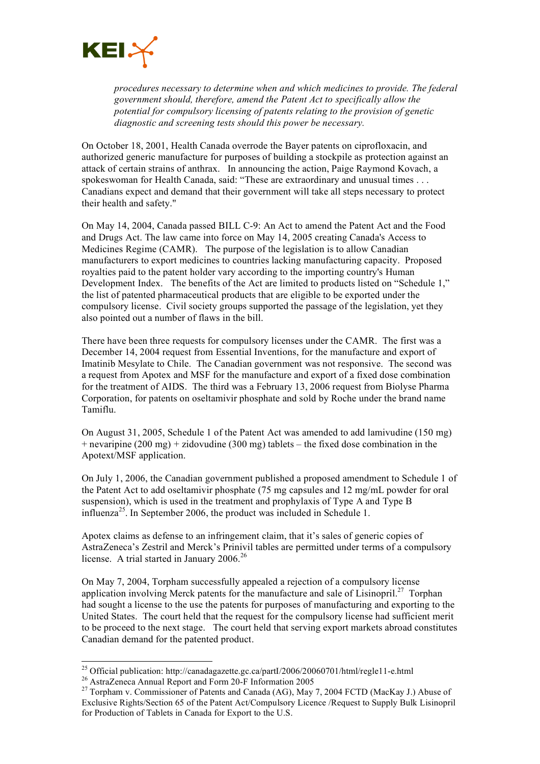*procedures necessary to determine when and which medicines to provide. The federal government should, therefore, amend the Patent Act to specifically allow the potential for compulsory licensing of patents relating to the provision of genetic diagnostic and screening tests should this power be necessary.*

On October 18, 2001, Health Canada overrode the Bayer patents on ciprofloxacin, and authorized generic manufacture for purposes of building a stockpile as protection against an attack of certain strains of anthrax. In announcing the action, Paige Raymond Kovach, a spokeswoman for Health Canada, said: "These are extraordinary and unusual times . . . Canadians expect and demand that their government will take all steps necessary to protect their health and safety."

On May 14, 2004, Canada passed BILL C-9: An Act to amend the Patent Act and the Food and Drugs Act. The law came into force on May 14, 2005 creating Canada's Access to Medicines Regime (CAMR). The purpose of the legislation is to allow Canadian manufacturers to export medicines to countries lacking manufacturing capacity. Proposed royalties paid to the patent holder vary according to the importing country's Human Development Index. The benefits of the Act are limited to products listed on "Schedule 1," the list of patented pharmaceutical products that are eligible to be exported under the compulsory license. Civil society groups supported the passage of the legislation, yet they also pointed out a number of flaws in the bill.

There have been three requests for compulsory licenses under the CAMR. The first was a December 14, 2004 request from Essential Inventions, for the manufacture and export of Imatinib Mesylate to Chile. The Canadian government was not responsive. The second was a request from Apotex and MSF for the manufacture and export of a fixed dose combination for the treatment of AIDS. The third was a February 13, 2006 request from Biolyse Pharma Corporation, for patents on oseltamivir phosphate and sold by Roche under the brand name Tamiflu.

On August 31, 2005, Schedule 1 of the Patent Act was amended to add lamivudine (150 mg) + nevaripine (200 mg) + zidovudine (300 mg) tablets – the fixed dose combination in the Apotext/MSF application.

On July 1, 2006, the Canadian government published a proposed amendment to Schedule 1 of the Patent Act to add oseltamivir phosphate (75 mg capsules and 12 mg/mL powder for oral suspension), which is used in the treatment and prophylaxis of Type A and Type B influenza[25]. In September 2006, the product was included in Schedule 1.

Apotex claims as defense to an infringement claim, that it's sales of generic copies of AstraZeneca's Zestril and Merck's Prinivil tables are permitted under terms of a compulsory license. A trial started in January 2006.[26]

On May 7, 2004, Torpham successfully appealed a rejection of a compulsory license application involving Merck patents for the manufacture and sale of Lisinopril.[27] Torphan had sought a license to the use the patents for purposes of manufacturing and exporting to the United States. The court held that the request for the compulsory license had sufficient merit to be proceed to the next stage. The court held that serving export markets abroad constitutes Canadian demand for the patented product.

---

[25] Official publication: http://canadagazette.gc.ca/partI/2006/20060701/html/regle11-e.html

[26] AstraZeneca Annual Report and Form 20-F Information 2005

[27] Torpham v. Commissioner of Patents and Canada (AG), May 7, 2004 FCTD (MacKay J.) Abuse of Exclusive Rights/Section 65 of the Patent Act/Compulsory Licence /Request to Supply Bulk Lisinopril for Production of Tablets in Canada for Export to the U.S.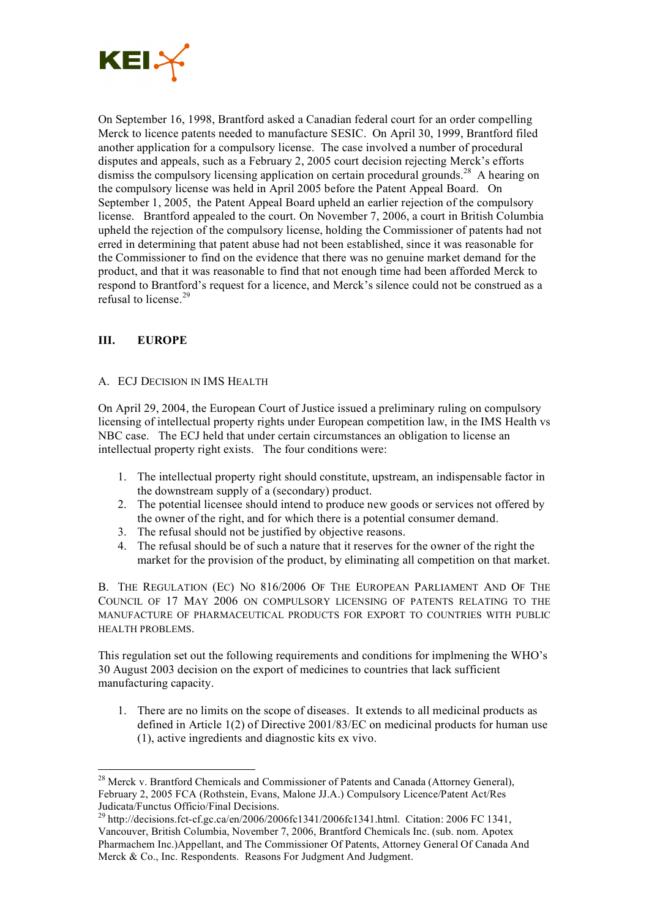On September 16, 1998, Brantford asked a Canadian federal court for an order compelling Merck to licence patents needed to manufacture SESIC. On April 30, 1999, Brantford filed another application for a compulsory license. The case involved a number of procedural disputes and appeals, such as a February 2, 2005 court decision rejecting Merck's efforts dismiss the compulsory licensing application on certain procedural grounds.[28] A hearing on the compulsory license was held in April 2005 before the Patent Appeal Board. On September 1, 2005, the Patent Appeal Board upheld an earlier rejection of the compulsory license. Brantford appealed to the court. On November 7, 2006, a court in British Columbia upheld the rejection of the compulsory license, holding the Commissioner of patents had not erred in determining that patent abuse had not been established, since it was reasonable for the Commissioner to find on the evidence that there was no genuine market demand for the product, and that it was reasonable to find that not enough time had been afforded Merck to respond to Brantford's request for a licence, and Merck's silence could not be construed as a refusal to license.[29]

## III. EUROPE

### A. ECJ Decision in IMS Health

On April 29, 2004, the European Court of Justice issued a preliminary ruling on compulsory licensing of intellectual property rights under European competition law, in the IMS Health vs NBC case. The ECJ held that under certain circumstances an obligation to license an intellectual property right exists. The four conditions were:

1. The intellectual property right should constitute, upstream, an indispensable factor in the downstream supply of a (secondary) product.
2. The potential licensee should intend to produce new goods or services not offered by the owner of the right, and for which there is a potential consumer demand.
3. The refusal should not be justified by objective reasons.
4. The refusal should be of such a nature that it reserves for the owner of the right the market for the provision of the product, by eliminating all competition on that market.

### B. The Regulation (EC) No 816/2006 Of The European Parliament And Of The Council of 17 May 2006 on compulsory licensing of patents relating to the manufacture of pharmaceutical products for export to countries with public health problems.

This regulation set out the following requirements and conditions for implmening the WHO's 30 August 2003 decision on the export of medicines to countries that lack sufficient manufacturing capacity.

1. There are no limits on the scope of diseases. It extends to all medicinal products as defined in Article 1(2) of Directive 2001/83/EC on medicinal products for human use (1), active ingredients and diagnostic kits ex vivo.

---

[28] Merck v. Brantford Chemicals and Commissioner of Patents and Canada (Attorney General), February 2, 2005 FCA (Rothstein, Evans, Malone JJ.A.) Compulsory Licence/Patent Act/Res Judicata/Functus Officio/Final Decisions.

[29] http://decisions.fct-cf.gc.ca/en/2006/2006fc1341/2006fc1341.html. Citation: 2006 FC 1341, Vancouver, British Columbia, November 7, 2006, Brantford Chemicals Inc. (sub. nom. Apotex Pharmachem Inc.)Appellant, and The Commissioner Of Patents, Attorney General Of Canada And Merck & Co., Inc. Respondents. Reasons For Judgment And Judgment.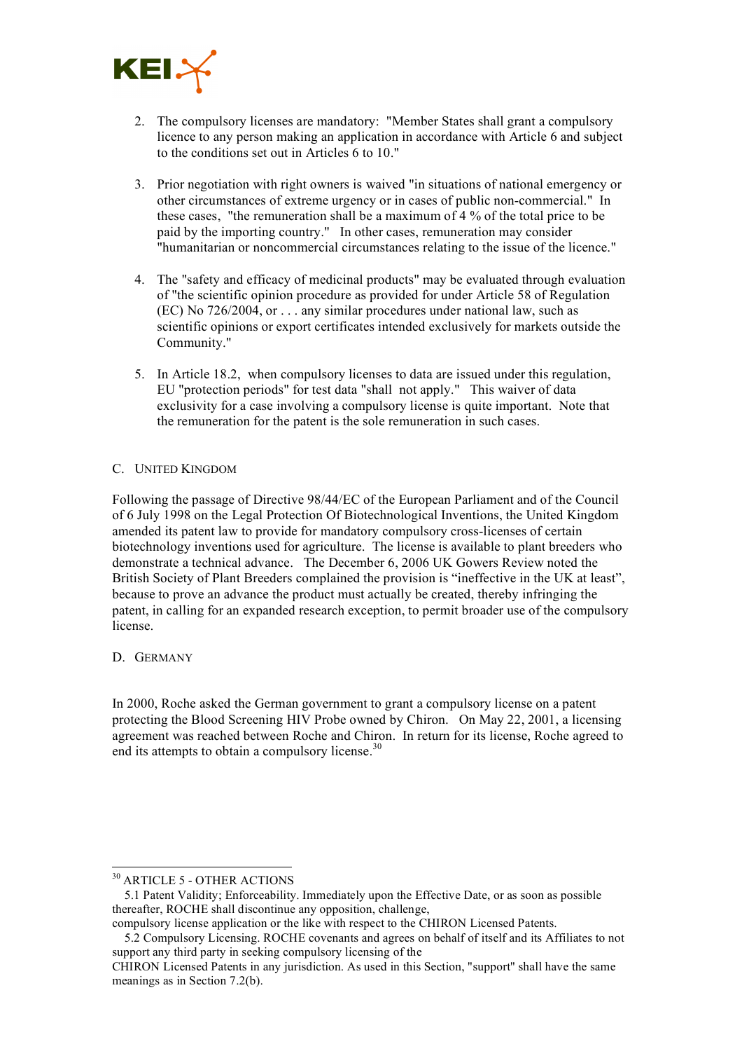2. The compulsory licenses are mandatory: "Member States shall grant a compulsory licence to any person making an application in accordance with Article 6 and subject to the conditions set out in Articles 6 to 10."

3. Prior negotiation with right owners is waived "in situations of national emergency or other circumstances of extreme urgency or in cases of public non-commercial." In these cases, "the remuneration shall be a maximum of 4 % of the total price to be paid by the importing country." In other cases, remuneration may consider "humanitarian or noncommercial circumstances relating to the issue of the licence."

4. The "safety and efficacy of medicinal products" may be evaluated through evaluation of "the scientific opinion procedure as provided for under Article 58 of Regulation (EC) No 726/2004, or . . . any similar procedures under national law, such as scientific opinions or export certificates intended exclusively for markets outside the Community."

5. In Article 18.2, when compulsory licenses to data are issued under this regulation, EU "protection periods" for test data "shall not apply." This waiver of data exclusivity for a case involving a compulsory license is quite important. Note that the remuneration for the patent is the sole remuneration in such cases.

### C. United Kingdom

Following the passage of Directive 98/44/EC of the European Parliament and of the Council of 6 July 1998 on the Legal Protection Of Biotechnological Inventions, the United Kingdom amended its patent law to provide for mandatory compulsory cross-licenses of certain biotechnology inventions used for agriculture. The license is available to plant breeders who demonstrate a technical advance. The December 6, 2006 UK Gowers Review noted the British Society of Plant Breeders complained the provision is "ineffective in the UK at least", because to prove an advance the product must actually be created, thereby infringing the patent, in calling for an expanded research exception, to permit broader use of the compulsory license.

### D. Germany

In 2000, Roche asked the German government to grant a compulsory license on a patent protecting the Blood Screening HIV Probe owned by Chiron. On May 22, 2001, a licensing agreement was reached between Roche and Chiron. In return for its license, Roche agreed to end its attempts to obtain a compulsory license.[30]

---

[30] ARTICLE 5 - OTHER ACTIONS
5.1 Patent Validity; Enforceability. Immediately upon the Effective Date, or as soon as possible thereafter, ROCHE shall discontinue any opposition, challenge,
compulsory license application or the like with respect to the CHIRON Licensed Patents.
5.2 Compulsory Licensing. ROCHE covenants and agrees on behalf of itself and its Affiliates to not support any third party in seeking compulsory licensing of the
CHIRON Licensed Patents in any jurisdiction. As used in this Section, "support" shall have the same meanings as in Section 7.2(b).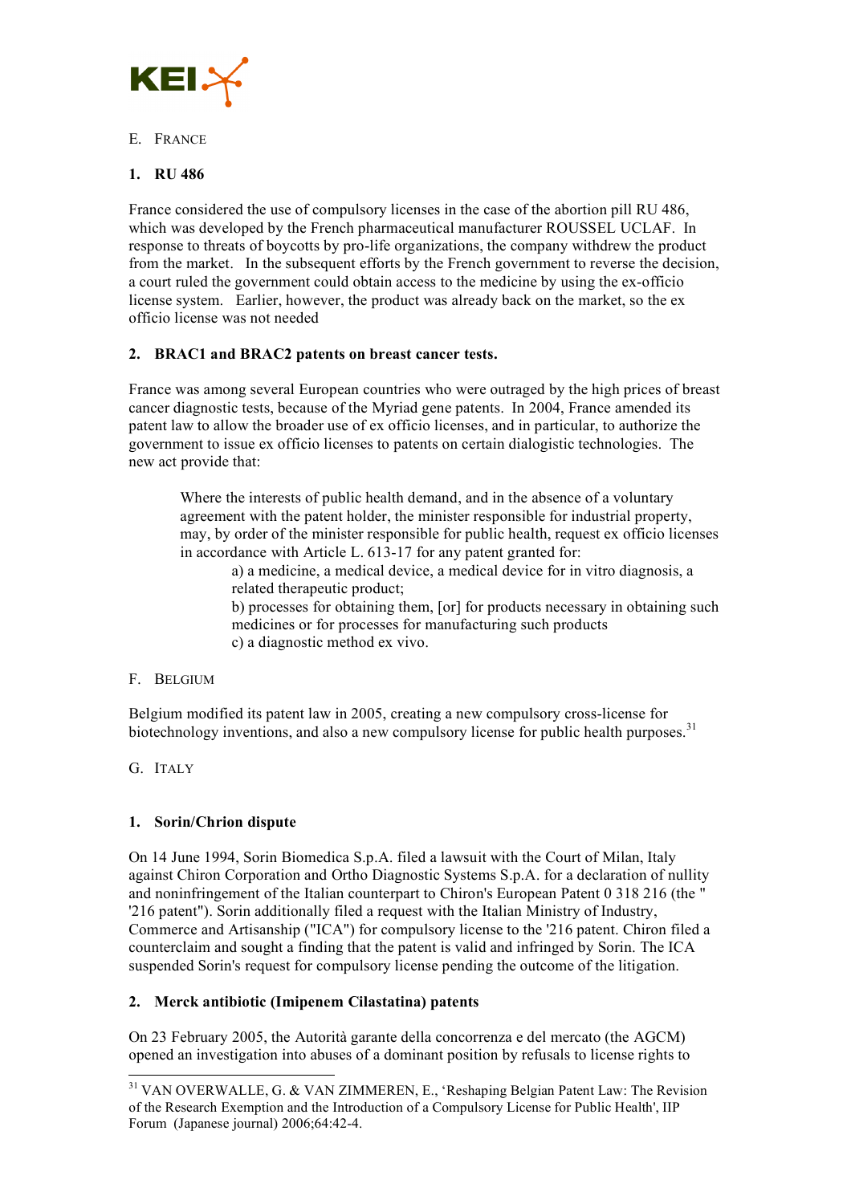E. FRANCE

### 1. RU 486

France considered the use of compulsory licenses in the case of the abortion pill RU 486, which was developed by the French pharmaceutical manufacturer ROUSSEL UCLAF. In response to threats of boycotts by pro-life organizations, the company withdrew the product from the market. In the subsequent efforts by the French government to reverse the decision, a court ruled the government could obtain access to the medicine by using the ex-officio license system. Earlier, however, the product was already back on the market, so the ex officio license was not needed

### 2. BRAC1 and BRAC2 patents on breast cancer tests.

France was among several European countries who were outraged by the high prices of breast cancer diagnostic tests, because of the Myriad gene patents. In 2004, France amended its patent law to allow the broader use of ex officio licenses, and in particular, to authorize the government to issue ex officio licenses to patents on certain dialogistic technologies. The new act provide that:

> Where the interests of public health demand, and in the absence of a voluntary agreement with the patent holder, the minister responsible for industrial property, may, by order of the minister responsible for public health, request ex officio licenses in accordance with Article L. 613-17 for any patent granted for:
>
> a) a medicine, a medical device, a medical device for in vitro diagnosis, a related therapeutic product;
>
> b) processes for obtaining them, [or] for products necessary in obtaining such medicines or for processes for manufacturing such products
>
> c) a diagnostic method ex vivo.

F. BELGIUM

Belgium modified its patent law in 2005, creating a new compulsory cross-license for biotechnology inventions, and also a new compulsory license for public health purposes.[31]

G. ITALY

### 1. Sorin/Chrion dispute

On 14 June 1994, Sorin Biomedica S.p.A. filed a lawsuit with the Court of Milan, Italy against Chiron Corporation and Ortho Diagnostic Systems S.p.A. for a declaration of nullity and noninfringement of the Italian counterpart to Chiron's European Patent 0 318 216 (the " '216 patent"). Sorin additionally filed a request with the Italian Ministry of Industry, Commerce and Artisanship ("ICA") for compulsory license to the '216 patent. Chiron filed a counterclaim and sought a finding that the patent is valid and infringed by Sorin. The ICA suspended Sorin's request for compulsory license pending the outcome of the litigation.

### 2. Merck antibiotic (Imipenem Cilastatina) patents

On 23 February 2005, the Autorità garante della concorrenza e del mercato (the AGCM) opened an investigation into abuses of a dominant position by refusals to license rights to

---

[31] VAN OVERWALLE, G. & VAN ZIMMEREN, E., 'Reshaping Belgian Patent Law: The Revision of the Research Exemption and the Introduction of a Compulsory License for Public Health', IIP Forum (Japanese journal) 2006;64:42-4.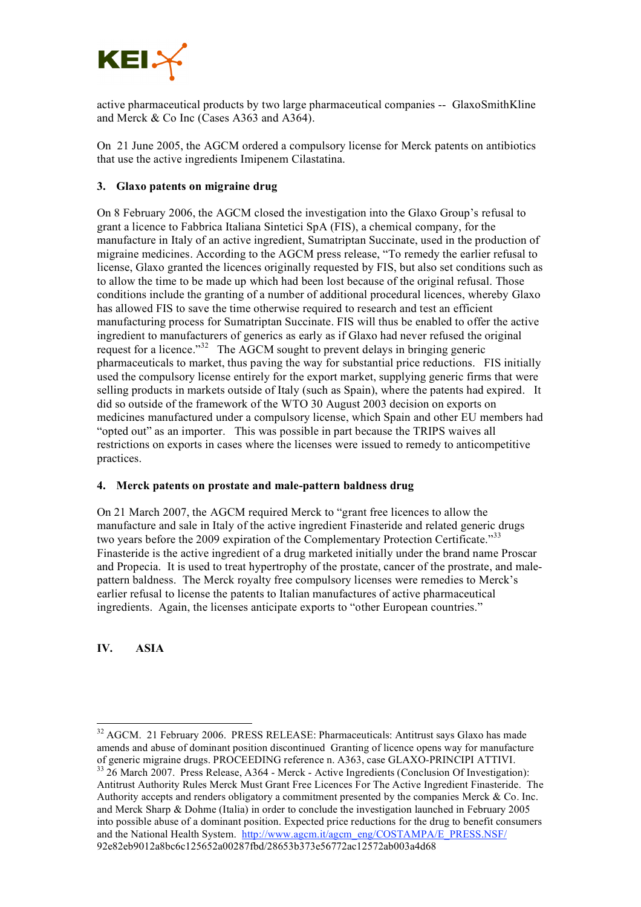active pharmaceutical products by two large pharmaceutical companies -- GlaxoSmithKline and Merck & Co Inc (Cases A363 and A364).

On 21 June 2005, the AGCM ordered a compulsory license for Merck patents on antibiotics that use the active ingredients Imipenem Cilastatina.

### 3. Glaxo patents on migraine drug

On 8 February 2006, the AGCM closed the investigation into the Glaxo Group's refusal to grant a licence to Fabbrica Italiana Sintetici SpA (FIS), a chemical company, for the manufacture in Italy of an active ingredient, Sumatriptan Succinate, used in the production of migraine medicines. According to the AGCM press release, "To remedy the earlier refusal to license, Glaxo granted the licences originally requested by FIS, but also set conditions such as to allow the time to be made up which had been lost because of the original refusal. Those conditions include the granting of a number of additional procedural licences, whereby Glaxo has allowed FIS to save the time otherwise required to research and test an efficient manufacturing process for Sumatriptan Succinate. FIS will thus be enabled to offer the active ingredient to manufacturers of generics as early as if Glaxo had never refused the original request for a licence."[32] The AGCM sought to prevent delays in bringing generic pharmaceuticals to market, thus paving the way for substantial price reductions. FIS initially used the compulsory license entirely for the export market, supplying generic firms that were selling products in markets outside of Italy (such as Spain), where the patents had expired. It did so outside of the framework of the WTO 30 August 2003 decision on exports on medicines manufactured under a compulsory license, which Spain and other EU members had "opted out" as an importer. This was possible in part because the TRIPS waives all restrictions on exports in cases where the licenses were issued to remedy to anticompetitive practices.

### 4. Merck patents on prostate and male-pattern baldness drug

On 21 March 2007, the AGCM required Merck to "grant free licences to allow the manufacture and sale in Italy of the active ingredient Finasteride and related generic drugs two years before the 2009 expiration of the Complementary Protection Certificate."[33] Finasteride is the active ingredient of a drug marketed initially under the brand name Proscar and Propecia. It is used to treat hypertrophy of the prostate, cancer of the prostrate, and male-pattern baldness. The Merck royalty free compulsory licenses were remedies to Merck's earlier refusal to license the patents to Italian manufactures of active pharmaceutical ingredients. Again, the licenses anticipate exports to "other European countries."

## IV. ASIA

---

[32] AGCM. 21 February 2006. PRESS RELEASE: Pharmaceuticals: Antitrust says Glaxo has made amends and abuse of dominant position discontinued Granting of licence opens way for manufacture of generic migraine drugs. PROCEEDING reference n. A363, case GLAXO-PRINCIPI ATTIVI.

[33] 26 March 2007. Press Release, A364 - Merck - Active Ingredients (Conclusion Of Investigation): Antitrust Authority Rules Merck Must Grant Free Licences For The Active Ingredient Finasteride. The Authority accepts and renders obligatory a commitment presented by the companies Merck & Co. Inc. and Merck Sharp & Dohme (Italia) in order to conclude the investigation launched in February 2005 into possible abuse of a dominant position. Expected price reductions for the drug to benefit consumers and the National Health System. http://www.agcm.it/agcm_eng/COSTAMPA/E_PRESS.NSF/92e82eb9012a8bc6c125652a00287fbd/28653b373e56772ac12572ab003a4d68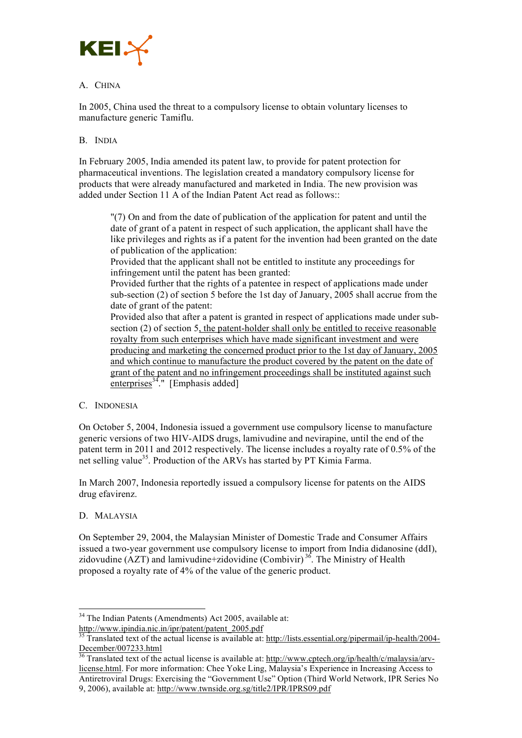### A. China

In 2005, China used the threat to a compulsory license to obtain voluntary licenses to manufacture generic Tamiflu.

### B. India

In February 2005, India amended its patent law, to provide for patent protection for pharmaceutical inventions. The legislation created a mandatory compulsory license for products that were already manufactured and marketed in India. The new provision was added under Section 11 A of the Indian Patent Act read as follows::

> "(7) On and from the date of publication of the application for patent and until the date of grant of a patent in respect of such application, the applicant shall have the like privileges and rights as if a patent for the invention had been granted on the date of publication of the application:
> Provided that the applicant shall not be entitled to institute any proceedings for infringement until the patent has been granted:
> Provided further that the rights of a patentee in respect of applications made under sub-section (2) of section 5 before the 1st day of January, 2005 shall accrue from the date of grant of the patent:
> Provided also that after a patent is granted in respect of applications made under sub-section (2) of section 5, <u>the patent-holder shall only be entitled to receive reasonable royalty from such enterprises which have made significant investment and were producing and marketing the concerned product prior to the 1st day of January, 2005 and which continue to manufacture the product covered by the patent on the date of grant of the patent and no infringement proceedings shall be instituted against such enterprises</u>[34]." [Emphasis added]

### C. Indonesia

On October 5, 2004, Indonesia issued a government use compulsory license to manufacture generic versions of two HIV-AIDS drugs, lamivudine and nevirapine, until the end of the patent term in 2011 and 2012 respectively. The license includes a royalty rate of 0.5% of the net selling value[35]. Production of the ARVs has started by PT Kimia Farma.

In March 2007, Indonesia reportedly issued a compulsory license for patents on the AIDS drug efavirenz.

### D. Malaysia

On September 29, 2004, the Malaysian Minister of Domestic Trade and Consumer Affairs issued a two-year government use compulsory license to import from India didanosine (ddI), zidovudine (AZT) and lamivudine+zidovidine (Combivir)[36]. The Ministry of Health proposed a royalty rate of 4% of the value of the generic product.

---

[34] The Indian Patents (Amendments) Act 2005, available at: http://www.ipindia.nic.in/ipr/patent/patent_2005.pdf

[35] Translated text of the actual license is available at: http://lists.essential.org/pipermail/ip-health/2004-December/007233.html

[36] Translated text of the actual license is available at: http://www.cptech.org/ip/health/c/malaysia/arv-license.html. For more information: Chee Yoke Ling, Malaysia's Experience in Increasing Access to Antiretroviral Drugs: Exercising the "Government Use" Option (Third World Network, IPR Series No 9, 2006), available at: http://www.twnside.org.sg/title2/IPR/IPRS09.pdf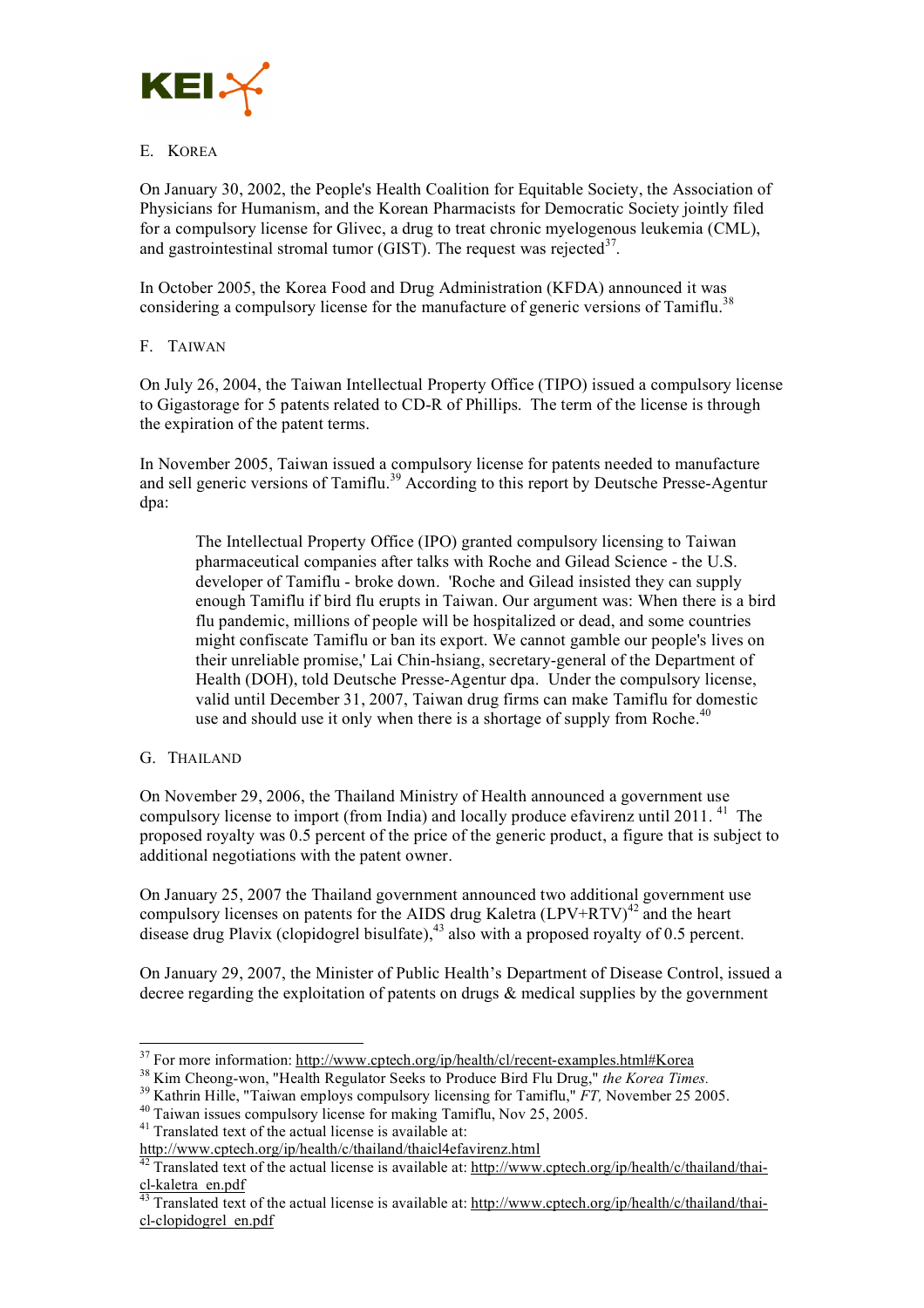## E. KOREA

On January 30, 2002, the People's Health Coalition for Equitable Society, the Association of Physicians for Humanism, and the Korean Pharmacists for Democratic Society jointly filed for a compulsory license for Glivec, a drug to treat chronic myelogenous leukemia (CML), and gastrointestinal stromal tumor (GIST). The request was rejected[37].

In October 2005, the Korea Food and Drug Administration (KFDA) announced it was considering a compulsory license for the manufacture of generic versions of Tamiflu.[38]

## F. TAIWAN

On July 26, 2004, the Taiwan Intellectual Property Office (TIPO) issued a compulsory license to Gigastorage for 5 patents related to CD-R of Phillips. The term of the license is through the expiration of the patent terms.

In November 2005, Taiwan issued a compulsory license for patents needed to manufacture and sell generic versions of Tamiflu.[39] According to this report by Deutsche Presse-Agentur dpa:

> The Intellectual Property Office (IPO) granted compulsory licensing to Taiwan pharmaceutical companies after talks with Roche and Gilead Science - the U.S. developer of Tamiflu - broke down. 'Roche and Gilead insisted they can supply enough Tamiflu if bird flu erupts in Taiwan. Our argument was: When there is a bird flu pandemic, millions of people will be hospitalized or dead, and some countries might confiscate Tamiflu or ban its export. We cannot gamble our people's lives on their unreliable promise,' Lai Chin-hsiang, secretary-general of the Department of Health (DOH), told Deutsche Presse-Agentur dpa. Under the compulsory license, valid until December 31, 2007, Taiwan drug firms can make Tamiflu for domestic use and should use it only when there is a shortage of supply from Roche.[40]

## G. THAILAND

On November 29, 2006, the Thailand Ministry of Health announced a government use compulsory license to import (from India) and locally produce efavirenz until 2011.[41] The proposed royalty was 0.5 percent of the price of the generic product, a figure that is subject to additional negotiations with the patent owner.

On January 25, 2007 the Thailand government announced two additional government use compulsory licenses on patents for the AIDS drug Kaletra (LPV+RTV)[42] and the heart disease drug Plavix (clopidogrel bisulfate),[43] also with a proposed royalty of 0.5 percent.

On January 29, 2007, the Minister of Public Health's Department of Disease Control, issued a decree regarding the exploitation of patents on drugs & medical supplies by the government

---

[37] For more information: http://www.cptech.org/ip/health/cl/recent-examples.html#Korea

[38] Kim Cheong-won, "Health Regulator Seeks to Produce Bird Flu Drug," *the Korea Times.*

[39] Kathrin Hille, "Taiwan employs compulsory licensing for Tamiflu," *FT,* November 25 2005.

[40] Taiwan issues compulsory license for making Tamiflu, Nov 25, 2005.

[41] Translated text of the actual license is available at: http://www.cptech.org/ip/health/c/thailand/thaicl4efavirenz.html

[42] Translated text of the actual license is available at: http://www.cptech.org/ip/health/c/thailand/thai-cl-kaletra_en.pdf

[43] Translated text of the actual license is available at: http://www.cptech.org/ip/health/c/thailand/thai-cl-clopidogrel_en.pdf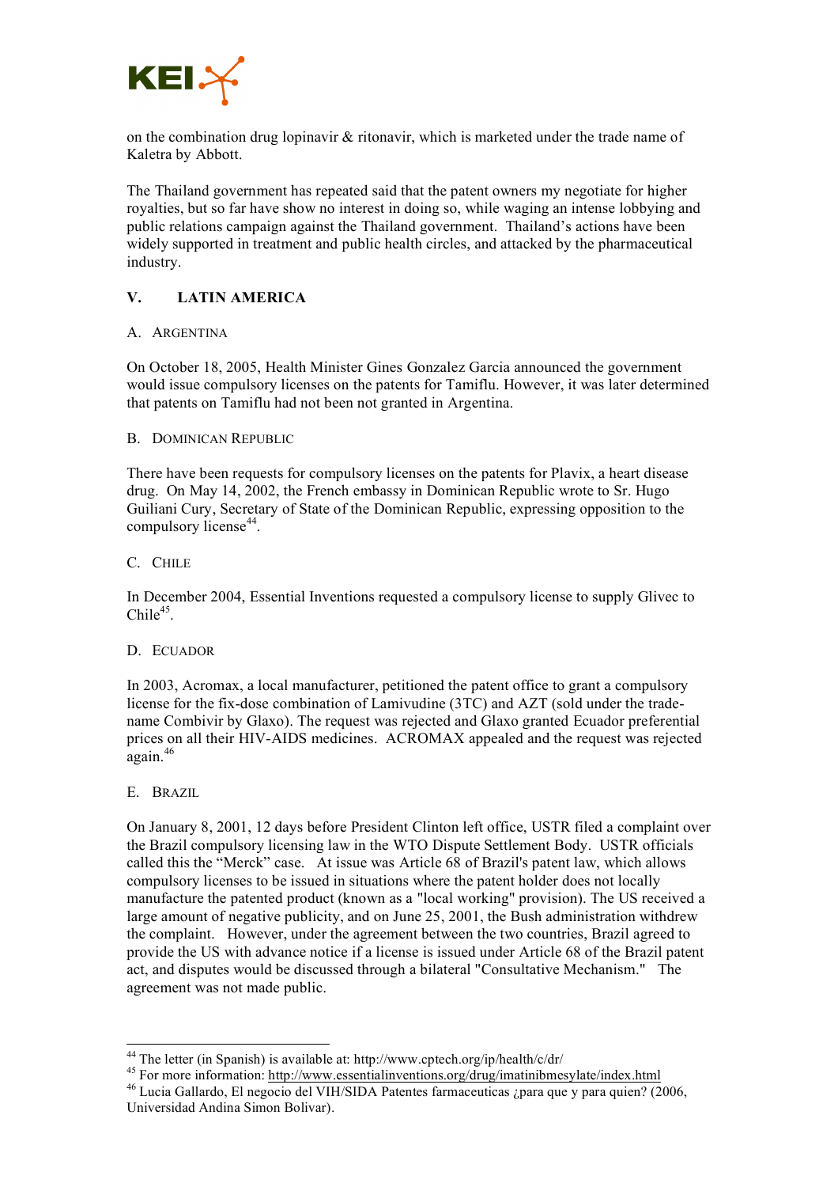on the combination drug lopinavir & ritonavir, which is marketed under the trade name of Kaletra by Abbott.

The Thailand government has repeated said that the patent owners my negotiate for higher royalties, but so far have show no interest in doing so, while waging an intense lobbying and public relations campaign against the Thailand government. Thailand's actions have been widely supported in treatment and public health circles, and attacked by the pharmaceutical industry.

## V. LATIN AMERICA

### A. ARGENTINA

On October 18, 2005, Health Minister Gines Gonzalez Garcia announced the government would issue compulsory licenses on the patents for Tamiflu. However, it was later determined that patents on Tamiflu had not been not granted in Argentina.

### B. DOMINICAN REPUBLIC

There have been requests for compulsory licenses on the patents for Plavix, a heart disease drug. On May 14, 2002, the French embassy in Dominican Republic wrote to Sr. Hugo Guiliani Cury, Secretary of State of the Dominican Republic, expressing opposition to the compulsory license[44].

### C. CHILE

In December 2004, Essential Inventions requested a compulsory license to supply Glivec to Chile[45].

### D. ECUADOR

In 2003, Acromax, a local manufacturer, petitioned the patent office to grant a compulsory license for the fix-dose combination of Lamivudine (3TC) and AZT (sold under the trade-name Combivir by Glaxo). The request was rejected and Glaxo granted Ecuador preferential prices on all their HIV-AIDS medicines. ACROMAX appealed and the request was rejected again.[46]

### E. BRAZIL

On January 8, 2001, 12 days before President Clinton left office, USTR filed a complaint over the Brazil compulsory licensing law in the WTO Dispute Settlement Body. USTR officials called this the "Merck" case. At issue was Article 68 of Brazil's patent law, which allows compulsory licenses to be issued in situations where the patent holder does not locally manufacture the patented product (known as a "local working" provision). The US received a large amount of negative publicity, and on June 25, 2001, the Bush administration withdrew the complaint. However, under the agreement between the two countries, Brazil agreed to provide the US with advance notice if a license is issued under Article 68 of the Brazil patent act, and disputes would be discussed through a bilateral "Consultative Mechanism." The agreement was not made public.

---

[44] The letter (in Spanish) is available at: http://www.cptech.org/ip/health/c/dr/

[45] For more information: http://www.essentialinventions.org/drug/imatinibmesylate/index.html

[46] Lucia Gallardo, El negocio del VIH/SIDA Patentes farmaceuticas ¿para que y para quien? (2006, Universidad Andina Simon Bolivar).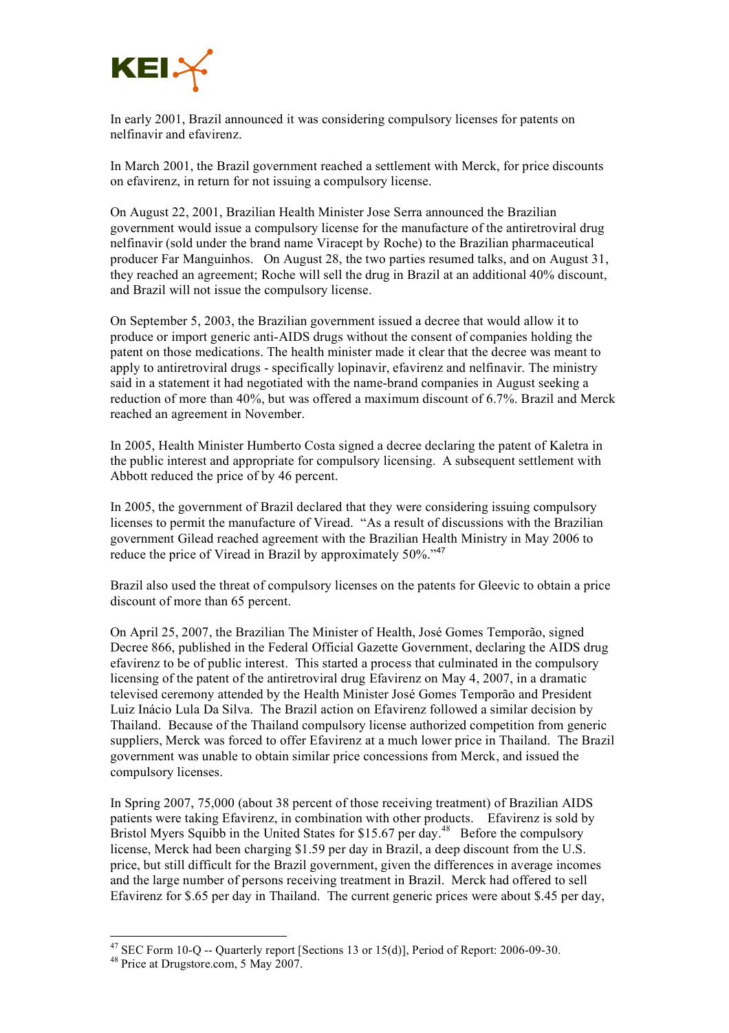In early 2001, Brazil announced it was considering compulsory licenses for patents on nelfinavir and efavirenz.

In March 2001, the Brazil government reached a settlement with Merck, for price discounts on efavirenz, in return for not issuing a compulsory license.

On August 22, 2001, Brazilian Health Minister Jose Serra announced the Brazilian government would issue a compulsory license for the manufacture of the antiretroviral drug nelfinavir (sold under the brand name Viracept by Roche) to the Brazilian pharmaceutical producer Far Manguinhos. On August 28, the two parties resumed talks, and on August 31, they reached an agreement; Roche will sell the drug in Brazil at an additional 40% discount, and Brazil will not issue the compulsory license.

On September 5, 2003, the Brazilian government issued a decree that would allow it to produce or import generic anti-AIDS drugs without the consent of companies holding the patent on those medications. The health minister made it clear that the decree was meant to apply to antiretroviral drugs - specifically lopinavir, efavirenz and nelfinavir. The ministry said in a statement it had negotiated with the name-brand companies in August seeking a reduction of more than 40%, but was offered a maximum discount of 6.7%. Brazil and Merck reached an agreement in November.

In 2005, Health Minister Humberto Costa signed a decree declaring the patent of Kaletra in the public interest and appropriate for compulsory licensing. A subsequent settlement with Abbott reduced the price of by 46 percent.

In 2005, the government of Brazil declared that they were considering issuing compulsory licenses to permit the manufacture of Viread. "As a result of discussions with the Brazilian government Gilead reached agreement with the Brazilian Health Ministry in May 2006 to reduce the price of Viread in Brazil by approximately 50%."[47]

Brazil also used the threat of compulsory licenses on the patents for Gleevic to obtain a price discount of more than 65 percent.

On April 25, 2007, the Brazilian The Minister of Health, José Gomes Temporão, signed Decree 866, published in the Federal Official Gazette Government, declaring the AIDS drug efavirenz to be of public interest. This started a process that culminated in the compulsory licensing of the patent of the antiretroviral drug Efavirenz on May 4, 2007, in a dramatic televised ceremony attended by the Health Minister José Gomes Temporão and President Luiz Inácio Lula Da Silva. The Brazil action on Efavirenz followed a similar decision by Thailand. Because of the Thailand compulsory license authorized competition from generic suppliers, Merck was forced to offer Efavirenz at a much lower price in Thailand. The Brazil government was unable to obtain similar price concessions from Merck, and issued the compulsory licenses.

In Spring 2007, 75,000 (about 38 percent of those receiving treatment) of Brazilian AIDS patients were taking Efavirenz, in combination with other products. Efavirenz is sold by Bristol Myers Squibb in the United States for $15.67 per day.[48] Before the compulsory license, Merck had been charging $1.59 per day in Brazil, a deep discount from the U.S. price, but still difficult for the Brazil government, given the differences in average incomes and the large number of persons receiving treatment in Brazil. Merck had offered to sell Efavirenz for $.65 per day in Thailand. The current generic prices were about $.45 per day,

---

[47] SEC Form 10-Q -- Quarterly report [Sections 13 or 15(d)], Period of Report: 2006-09-30.

[48] Price at Drugstore.com, 5 May 2007.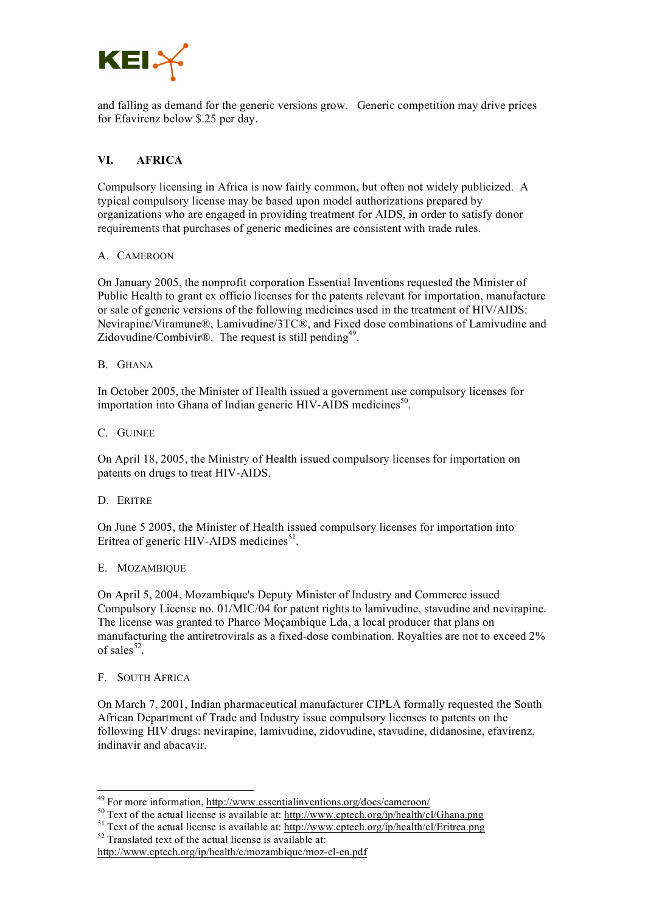and falling as demand for the generic versions grow. Generic competition may drive prices for Efavirenz below $.25 per day.

## VI. AFRICA

Compulsory licensing in Africa is now fairly common, but often not widely publicized. A typical compulsory license may be based upon model authorizations prepared by organizations who are engaged in providing treatment for AIDS, in order to satisfy donor requirements that purchases of generic medicines are consistent with trade rules.

### A. Cameroon

On January 2005, the nonprofit corporation Essential Inventions requested the Minister of Public Health to grant ex officio licenses for the patents relevant for importation, manufacture or sale of generic versions of the following medicines used in the treatment of HIV/AIDS: Nevirapine/Viramune®, Lamivudine/3TC®, and Fixed dose combinations of Lamivudine and Zidovudine/Combivir®. The request is still pending[49].

### B. Ghana

In October 2005, the Minister of Health issued a government use compulsory licenses for importation into Ghana of Indian generic HIV-AIDS medicines[50].

### C. Guinee

On April 18, 2005, the Ministry of Health issued compulsory licenses for importation on patents on drugs to treat HIV-AIDS.

### D. Eritre

On June 5 2005, the Minister of Health issued compulsory licenses for importation into Eritrea of generic HIV-AIDS medicines[51].

### E. Mozambique

On April 5, 2004, Mozambique's Deputy Minister of Industry and Commerce issued Compulsory License no. 01/MIC/04 for patent rights to lamivudine, stavudine and nevirapine. The license was granted to Pharco Moçambique Lda, a local producer that plans on manufacturing the antiretrovirals as a fixed-dose combination. Royalties are not to exceed 2% of sales[52].

### F. South Africa

On March 7, 2001, Indian pharmaceutical manufacturer CIPLA formally requested the South African Department of Trade and Industry issue compulsory licenses to patents on the following HIV drugs: nevirapine, lamivudine, zidovudine, stavudine, didanosine, efavirenz, indinavir and abacavir.

---

[49] For more information, http://www.essentialinventions.org/docs/cameroon/

[50] Text of the actual license is available at: http://www.cptech.org/ip/health/cl/Ghana.png

[51] Text of the actual license is available at: http://www.cptech.org/ip/health/cl/Eritrea.png

[52] Translated text of the actual license is available at: http://www.cptech.org/ip/health/c/mozambique/moz-cl-en.pdf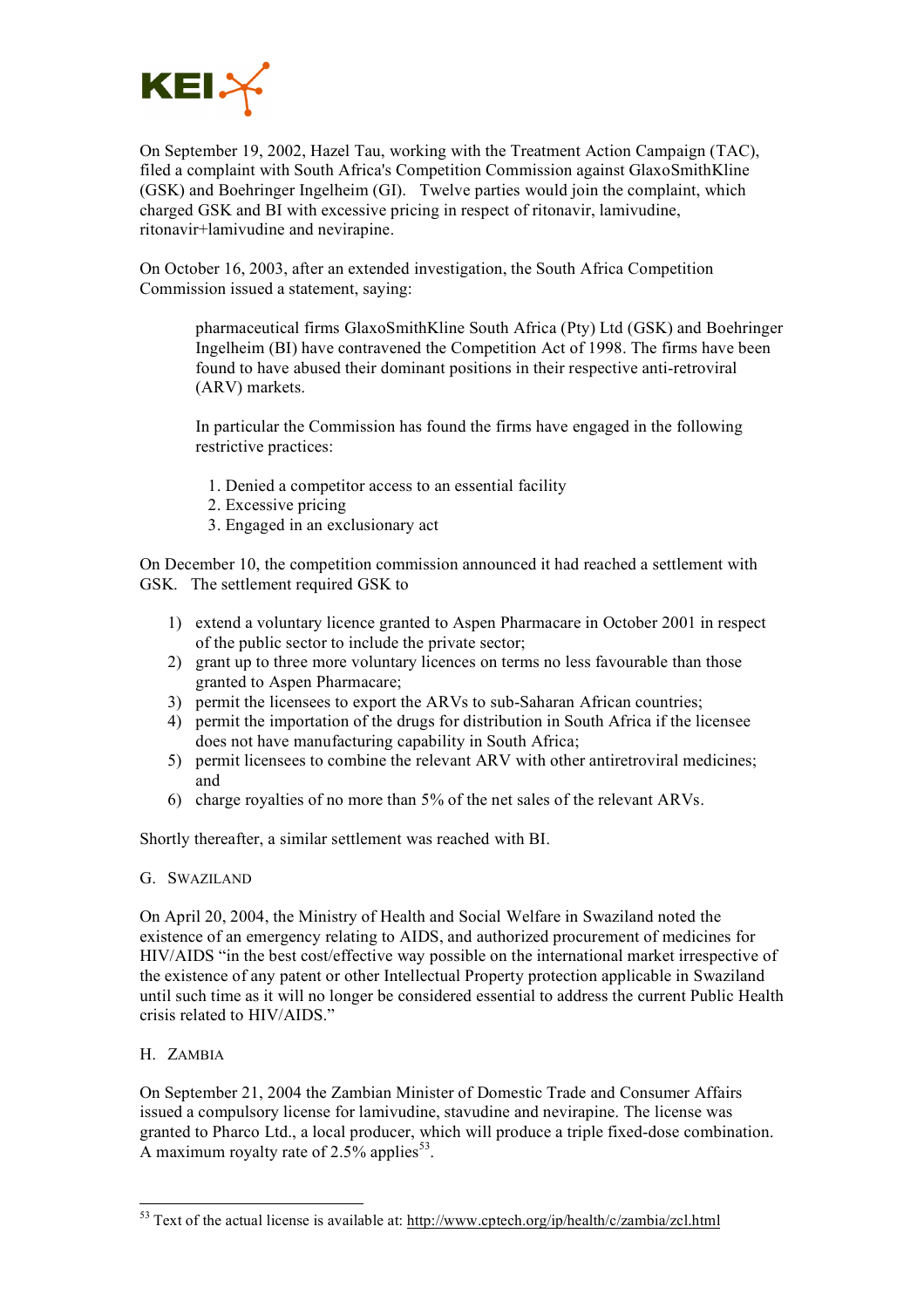On September 19, 2002, Hazel Tau, working with the Treatment Action Campaign (TAC), filed a complaint with South Africa's Competition Commission against GlaxoSmithKline (GSK) and Boehringer Ingelheim (GI). Twelve parties would join the complaint, which charged GSK and BI with excessive pricing in respect of ritonavir, lamivudine, ritonavir+lamivudine and nevirapine.

On October 16, 2003, after an extended investigation, the South Africa Competition Commission issued a statement, saying:

> pharmaceutical firms GlaxoSmithKline South Africa (Pty) Ltd (GSK) and Boehringer Ingelheim (BI) have contravened the Competition Act of 1998. The firms have been found to have abused their dominant positions in their respective anti-retroviral (ARV) markets.
>
> In particular the Commission has found the firms have engaged in the following restrictive practices:
>
> 1. Denied a competitor access to an essential facility
> 2. Excessive pricing
> 3. Engaged in an exclusionary act

On December 10, the competition commission announced it had reached a settlement with GSK. The settlement required GSK to

1) extend a voluntary licence granted to Aspen Pharmacare in October 2001 in respect of the public sector to include the private sector;
2) grant up to three more voluntary licences on terms no less favourable than those granted to Aspen Pharmacare;
3) permit the licensees to export the ARVs to sub-Saharan African countries;
4) permit the importation of the drugs for distribution in South Africa if the licensee does not have manufacturing capability in South Africa;
5) permit licensees to combine the relevant ARV with other antiretroviral medicines; and
6) charge royalties of no more than 5% of the net sales of the relevant ARVs.

Shortly thereafter, a similar settlement was reached with BI.

## G. Swaziland

On April 20, 2004, the Ministry of Health and Social Welfare in Swaziland noted the existence of an emergency relating to AIDS, and authorized procurement of medicines for HIV/AIDS "in the best cost/effective way possible on the international market irrespective of the existence of any patent or other Intellectual Property protection applicable in Swaziland until such time as it will no longer be considered essential to address the current Public Health crisis related to HIV/AIDS."

## H. Zambia

On September 21, 2004 the Zambian Minister of Domestic Trade and Consumer Affairs issued a compulsory license for lamivudine, stavudine and nevirapine. The license was granted to Pharco Ltd., a local producer, which will produce a triple fixed-dose combination. A maximum royalty rate of 2.5% applies[53].

[53] Text of the actual license is available at: http://www.cptech.org/ip/health/c/zambia/zcl.html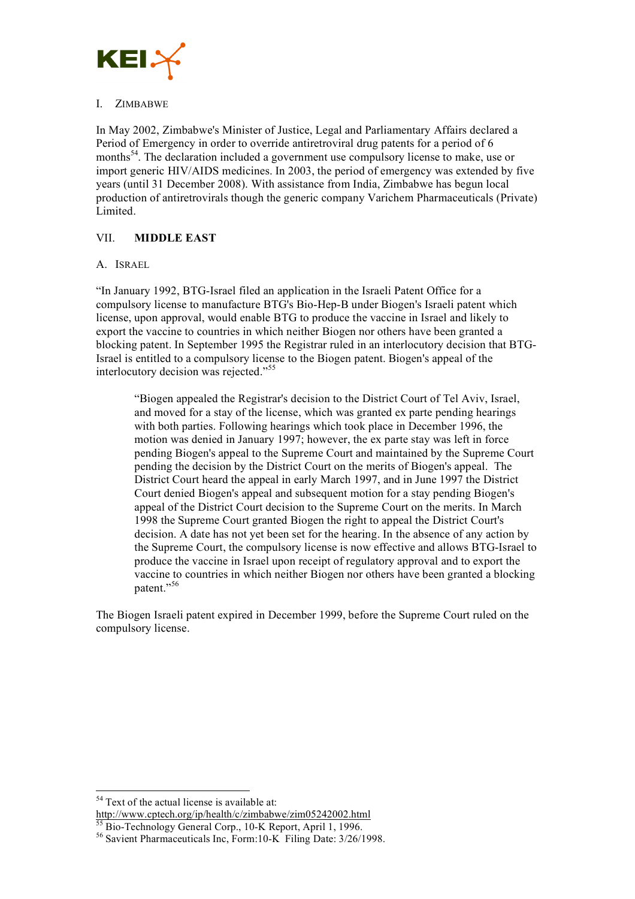I. ZIMBABWE

In May 2002, Zimbabwe's Minister of Justice, Legal and Parliamentary Affairs declared a Period of Emergency in order to override antiretroviral drug patents for a period of 6 months[54]. The declaration included a government use compulsory license to make, use or import generic HIV/AIDS medicines. In 2003, the period of emergency was extended by five years (until 31 December 2008). With assistance from India, Zimbabwe has begun local production of antiretrovirals though the generic company Varichem Pharmaceuticals (Private) Limited.

## VII. MIDDLE EAST

### A. ISRAEL

"In January 1992, BTG-Israel filed an application in the Israeli Patent Office for a compulsory license to manufacture BTG's Bio-Hep-B under Biogen's Israeli patent which license, upon approval, would enable BTG to produce the vaccine in Israel and likely to export the vaccine to countries in which neither Biogen nor others have been granted a blocking patent. In September 1995 the Registrar ruled in an interlocutory decision that BTG-Israel is entitled to a compulsory license to the Biogen patent. Biogen's appeal of the interlocutory decision was rejected."[55]

> "Biogen appealed the Registrar's decision to the District Court of Tel Aviv, Israel, and moved for a stay of the license, which was granted ex parte pending hearings with both parties. Following hearings which took place in December 1996, the motion was denied in January 1997; however, the ex parte stay was left in force pending Biogen's appeal to the Supreme Court and maintained by the Supreme Court pending the decision by the District Court on the merits of Biogen's appeal. The District Court heard the appeal in early March 1997, and in June 1997 the District Court denied Biogen's appeal and subsequent motion for a stay pending Biogen's appeal of the District Court decision to the Supreme Court on the merits. In March 1998 the Supreme Court granted Biogen the right to appeal the District Court's decision. A date has not yet been set for the hearing. In the absence of any action by the Supreme Court, the compulsory license is now effective and allows BTG-Israel to produce the vaccine in Israel upon receipt of regulatory approval and to export the vaccine to countries in which neither Biogen nor others have been granted a blocking patent."[56]

The Biogen Israeli patent expired in December 1999, before the Supreme Court ruled on the compulsory license.

---

[54] Text of the actual license is available at: http://www.cptech.org/ip/health/c/zimbabwe/zim05242002.html

[55] Bio-Technology General Corp., 10-K Report, April 1, 1996.

[56] Savient Pharmaceuticals Inc, Form:10-K Filing Date: 3/26/1998.